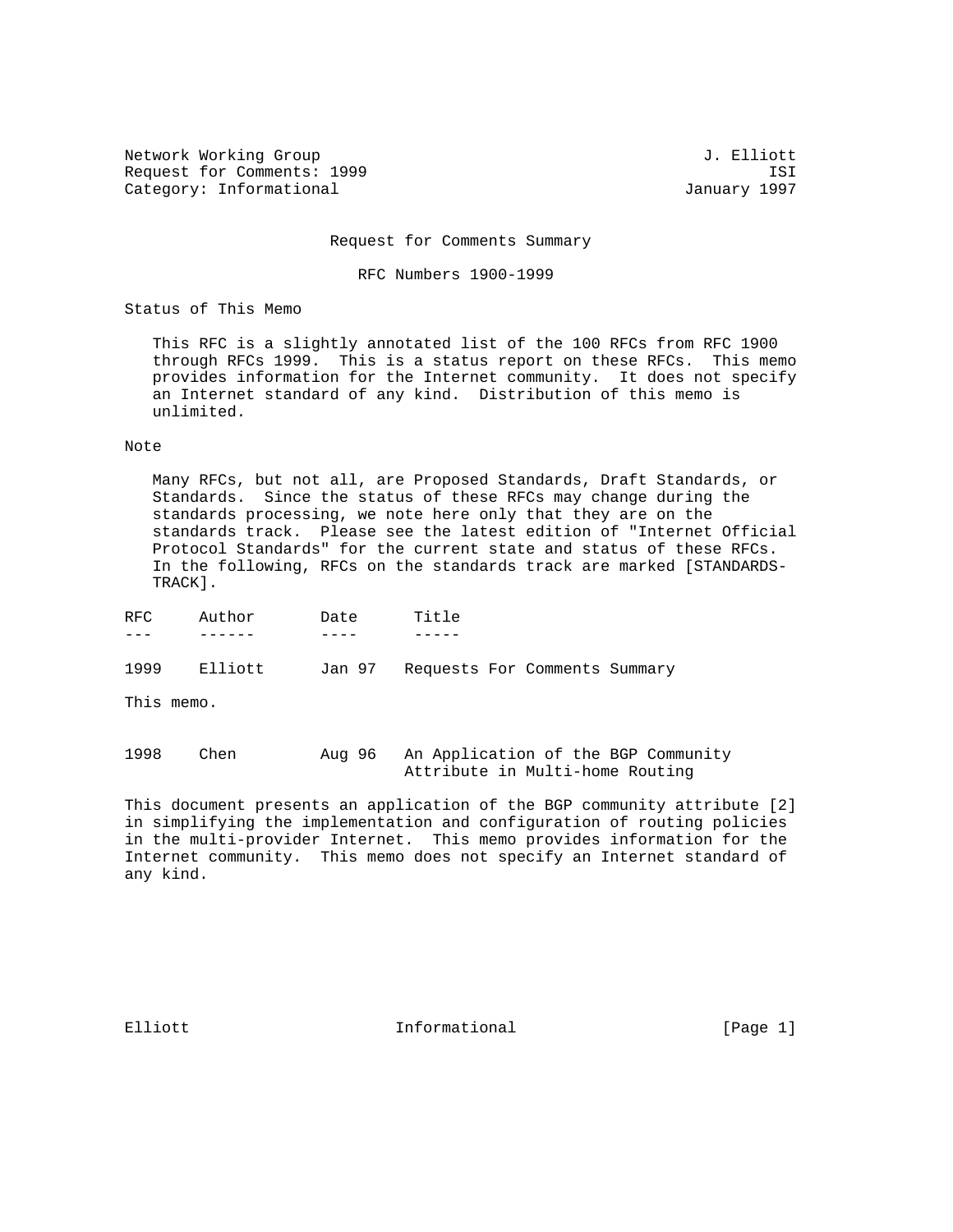Network Working Group J. Elliott
Request for Comments: 1999 ISI
Category: Informational January 1997

# Request for Comments Summary

## RFC Numbers 1900-1999

## Status of This Memo

This RFC is a slightly annotated list of the 100 RFCs from RFC 1900 through RFCs 1999. This is a status report on these RFCs. This memo provides information for the Internet community. It does not specify an Internet standard of any kind. Distribution of this memo is unlimited.

## Note

Many RFCs, but not all, are Proposed Standards, Draft Standards, or Standards. Since the status of these RFCs may change during the standards processing, we note here only that they are on the standards track. Please see the latest edition of "Internet Official Protocol Standards" for the current state and status of these RFCs. In the following, RFCs on the standards track are marked [STANDARDS-TRACK].

| RFC | Author | Date | Title |
| --- | --- | --- | --- |
| 1999 | Elliott | Jan 97 | Requests For Comments Summary |

This memo.

| RFC | Author | Date | Title |
| --- | --- | --- | --- |
| 1998 | Chen | Aug 96 | An Application of the BGP Community Attribute in Multi-home Routing |

This document presents an application of the BGP community attribute [2] in simplifying the implementation and configuration of routing policies in the multi-provider Internet. This memo provides information for the Internet community. This memo does not specify an Internet standard of any kind.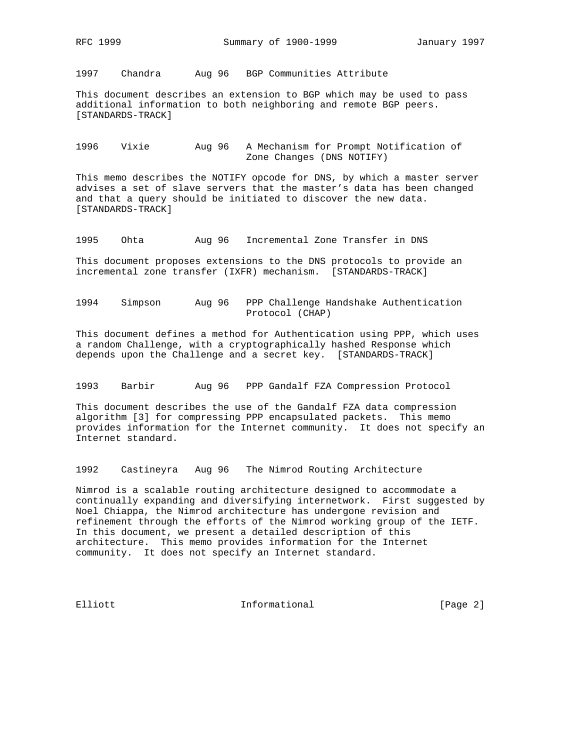1997    Chandra      Aug 96   BGP Communities Attribute

This document describes an extension to BGP which may be used to pass additional information to both neighboring and remote BGP peers. [STANDARDS-TRACK]

1996    Vixie        Aug 96   A Mechanism for Prompt Notification of Zone Changes (DNS NOTIFY)

This memo describes the NOTIFY opcode for DNS, by which a master server advises a set of slave servers that the master's data has been changed and that a query should be initiated to discover the new data. [STANDARDS-TRACK]

1995    Ohta         Aug 96   Incremental Zone Transfer in DNS

This document proposes extensions to the DNS protocols to provide an incremental zone transfer (IXFR) mechanism.  [STANDARDS-TRACK]

1994    Simpson      Aug 96   PPP Challenge Handshake Authentication Protocol (CHAP)

This document defines a method for Authentication using PPP, which uses a random Challenge, with a cryptographically hashed Response which depends upon the Challenge and a secret key.  [STANDARDS-TRACK]

1993    Barbir       Aug 96   PPP Gandalf FZA Compression Protocol

This document describes the use of the Gandalf FZA data compression algorithm [3] for compressing PPP encapsulated packets.  This memo provides information for the Internet community.  It does not specify an Internet standard.

1992    Castineyra   Aug 96   The Nimrod Routing Architecture

Nimrod is a scalable routing architecture designed to accommodate a continually expanding and diversifying internetwork.  First suggested by Noel Chiappa, the Nimrod architecture has undergone revision and refinement through the efforts of the Nimrod working group of the IETF. In this document, we present a detailed description of this architecture.  This memo provides information for the Internet community.  It does not specify an Internet standard.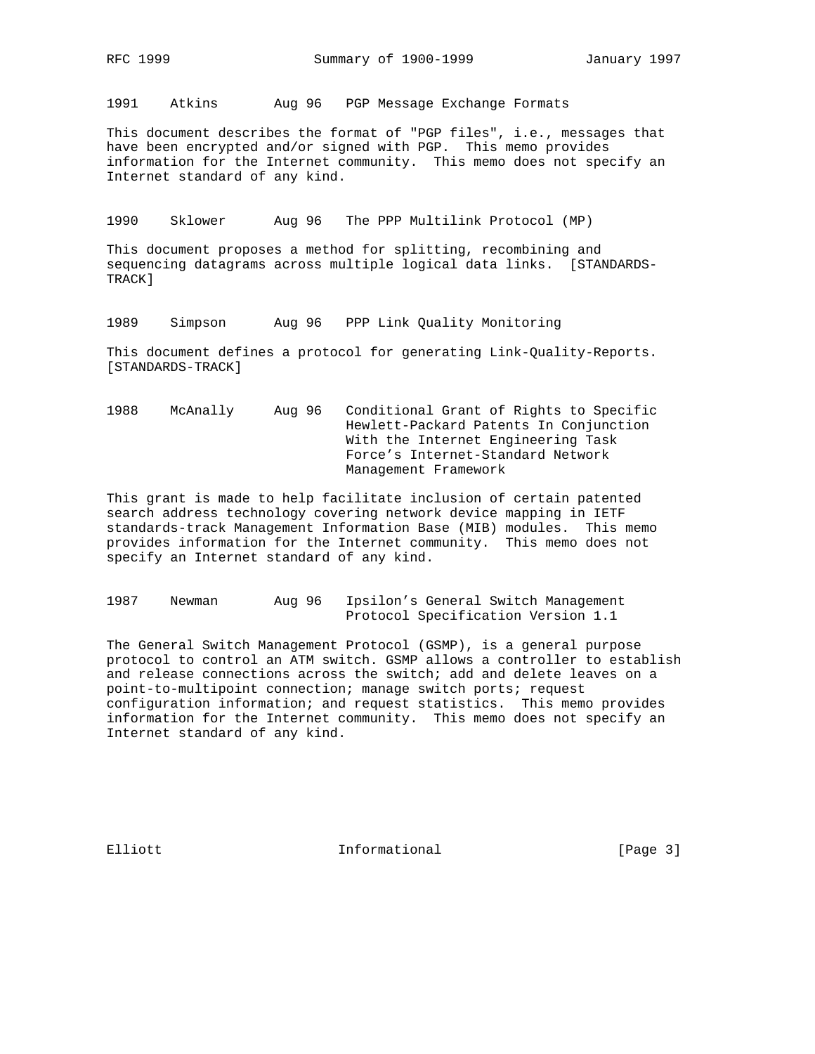1991    Atkins       Aug 96   PGP Message Exchange Formats

This document describes the format of "PGP files", i.e., messages that have been encrypted and/or signed with PGP. This memo provides information for the Internet community. This memo does not specify an Internet standard of any kind.

1990    Sklower      Aug 96   The PPP Multilink Protocol (MP)

This document proposes a method for splitting, recombining and sequencing datagrams across multiple logical data links. [STANDARDS-TRACK]

1989    Simpson      Aug 96   PPP Link Quality Monitoring

This document defines a protocol for generating Link-Quality-Reports. [STANDARDS-TRACK]

1988    McAnally     Aug 96   Conditional Grant of Rights to Specific Hewlett-Packard Patents In Conjunction With the Internet Engineering Task Force’s Internet-Standard Network Management Framework

This grant is made to help facilitate inclusion of certain patented search address technology covering network device mapping in IETF standards-track Management Information Base (MIB) modules. This memo provides information for the Internet community. This memo does not specify an Internet standard of any kind.

1987    Newman       Aug 96   Ipsilon’s General Switch Management Protocol Specification Version 1.1

The General Switch Management Protocol (GSMP), is a general purpose protocol to control an ATM switch. GSMP allows a controller to establish and release connections across the switch; add and delete leaves on a point-to-multipoint connection; manage switch ports; request configuration information; and request statistics. This memo provides information for the Internet community. This memo does not specify an Internet standard of any kind.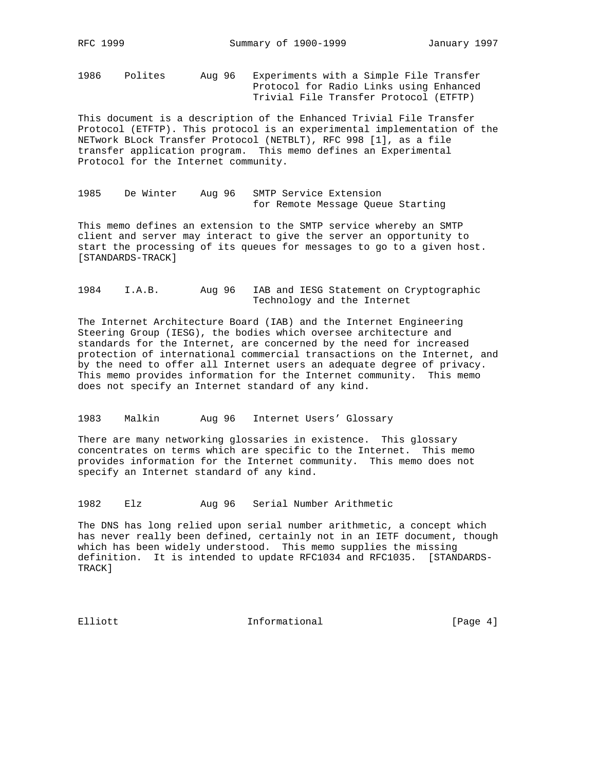1986    Polites      Aug 96   Experiments with a Simple File Transfer Protocol for Radio Links using Enhanced Trivial File Transfer Protocol (ETFTP)

This document is a description of the Enhanced Trivial File Transfer Protocol (ETFTP). This protocol is an experimental implementation of the NETwork BLock Transfer Protocol (NETBLT), RFC 998 [1], as a file transfer application program. This memo defines an Experimental Protocol for the Internet community.

1985    De Winter    Aug 96   SMTP Service Extension for Remote Message Queue Starting

This memo defines an extension to the SMTP service whereby an SMTP client and server may interact to give the server an opportunity to start the processing of its queues for messages to go to a given host. [STANDARDS-TRACK]

1984    I.A.B.       Aug 96   IAB and IESG Statement on Cryptographic Technology and the Internet

The Internet Architecture Board (IAB) and the Internet Engineering Steering Group (IESG), the bodies which oversee architecture and standards for the Internet, are concerned by the need for increased protection of international commercial transactions on the Internet, and by the need to offer all Internet users an adequate degree of privacy. This memo provides information for the Internet community. This memo does not specify an Internet standard of any kind.

1983    Malkin       Aug 96   Internet Users' Glossary

There are many networking glossaries in existence. This glossary concentrates on terms which are specific to the Internet. This memo provides information for the Internet community. This memo does not specify an Internet standard of any kind.

1982    Elz          Aug 96   Serial Number Arithmetic

The DNS has long relied upon serial number arithmetic, a concept which has never really been defined, certainly not in an IETF document, though which has been widely understood. This memo supplies the missing definition. It is intended to update RFC1034 and RFC1035. [STANDARDS-TRACK]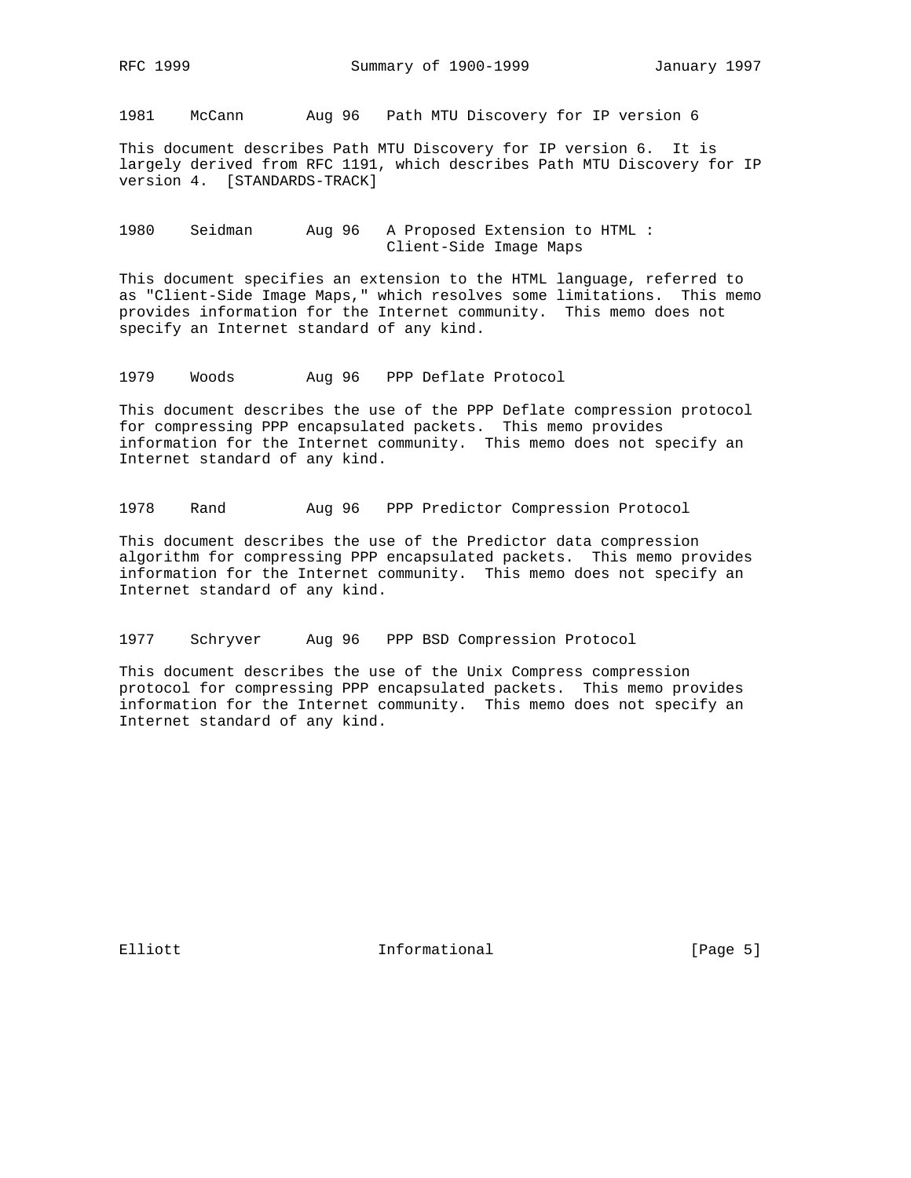1981    McCann       Aug 96   Path MTU Discovery for IP version 6

This document describes Path MTU Discovery for IP version 6. It is largely derived from RFC 1191, which describes Path MTU Discovery for IP version 4. [STANDARDS-TRACK]

1980    Seidman      Aug 96   A Proposed Extension to HTML : Client-Side Image Maps

This document specifies an extension to the HTML language, referred to as "Client-Side Image Maps," which resolves some limitations. This memo provides information for the Internet community. This memo does not specify an Internet standard of any kind.

1979    Woods        Aug 96   PPP Deflate Protocol

This document describes the use of the PPP Deflate compression protocol for compressing PPP encapsulated packets. This memo provides information for the Internet community. This memo does not specify an Internet standard of any kind.

1978    Rand         Aug 96   PPP Predictor Compression Protocol

This document describes the use of the Predictor data compression algorithm for compressing PPP encapsulated packets. This memo provides information for the Internet community. This memo does not specify an Internet standard of any kind.

1977    Schryver     Aug 96   PPP BSD Compression Protocol

This document describes the use of the Unix Compress compression protocol for compressing PPP encapsulated packets. This memo provides information for the Internet community. This memo does not specify an Internet standard of any kind.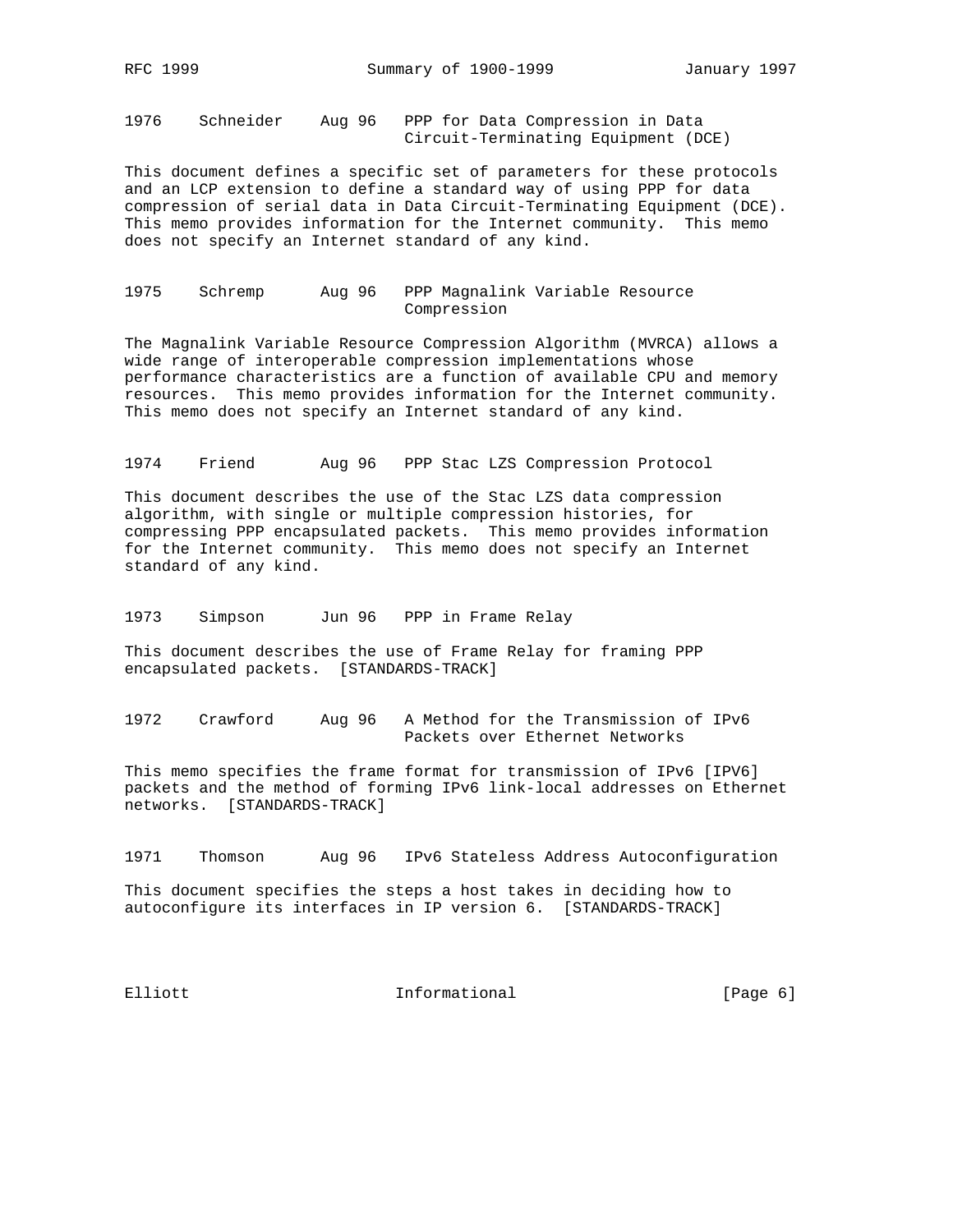1976    Schneider    Aug 96   PPP for Data Compression in Data Circuit-Terminating Equipment (DCE)

This document defines a specific set of parameters for these protocols and an LCP extension to define a standard way of using PPP for data compression of serial data in Data Circuit-Terminating Equipment (DCE). This memo provides information for the Internet community. This memo does not specify an Internet standard of any kind.

1975    Schremp      Aug 96   PPP Magnalink Variable Resource Compression

The Magnalink Variable Resource Compression Algorithm (MVRCA) allows a wide range of interoperable compression implementations whose performance characteristics are a function of available CPU and memory resources. This memo provides information for the Internet community. This memo does not specify an Internet standard of any kind.

1974    Friend       Aug 96   PPP Stac LZS Compression Protocol

This document describes the use of the Stac LZS data compression algorithm, with single or multiple compression histories, for compressing PPP encapsulated packets. This memo provides information for the Internet community. This memo does not specify an Internet standard of any kind.

1973    Simpson      Jun 96   PPP in Frame Relay

This document describes the use of Frame Relay for framing PPP encapsulated packets. [STANDARDS-TRACK]

1972    Crawford     Aug 96   A Method for the Transmission of IPv6 Packets over Ethernet Networks

This memo specifies the frame format for transmission of IPv6 [IPV6] packets and the method of forming IPv6 link-local addresses on Ethernet networks. [STANDARDS-TRACK]

1971    Thomson      Aug 96   IPv6 Stateless Address Autoconfiguration

This document specifies the steps a host takes in deciding how to autoconfigure its interfaces in IP version 6. [STANDARDS-TRACK]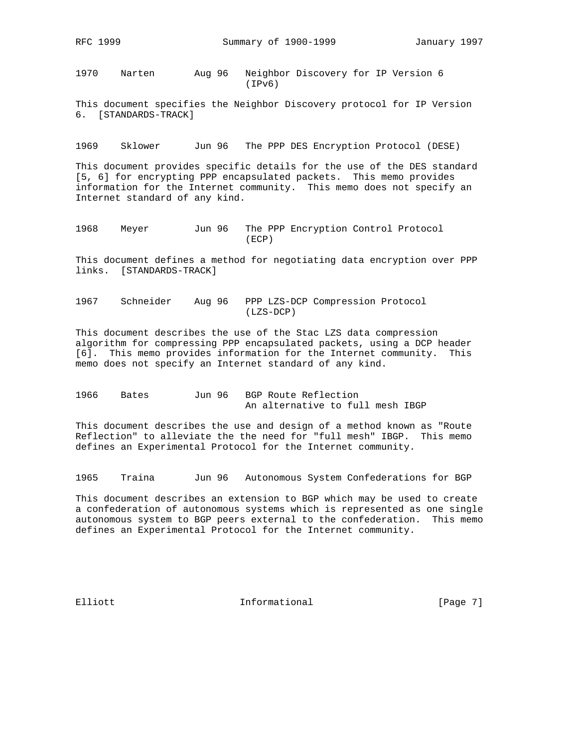1970    Narten       Aug 96   Neighbor Discovery for IP Version 6 (IPv6)

This document specifies the Neighbor Discovery protocol for IP Version 6. [STANDARDS-TRACK]

1969    Sklower      Jun 96   The PPP DES Encryption Protocol (DESE)

This document provides specific details for the use of the DES standard [5, 6] for encrypting PPP encapsulated packets. This memo provides information for the Internet community. This memo does not specify an Internet standard of any kind.

1968    Meyer        Jun 96   The PPP Encryption Control Protocol (ECP)

This document defines a method for negotiating data encryption over PPP links. [STANDARDS-TRACK]

1967    Schneider    Aug 96   PPP LZS-DCP Compression Protocol (LZS-DCP)

This document describes the use of the Stac LZS data compression algorithm for compressing PPP encapsulated packets, using a DCP header [6]. This memo provides information for the Internet community. This memo does not specify an Internet standard of any kind.

1966    Bates        Jun 96   BGP Route Reflection An alternative to full mesh IBGP

This document describes the use and design of a method known as "Route Reflection" to alleviate the the need for "full mesh" IBGP. This memo defines an Experimental Protocol for the Internet community.

1965    Traina       Jun 96   Autonomous System Confederations for BGP

This document describes an extension to BGP which may be used to create a confederation of autonomous systems which is represented as one single autonomous system to BGP peers external to the confederation. This memo defines an Experimental Protocol for the Internet community.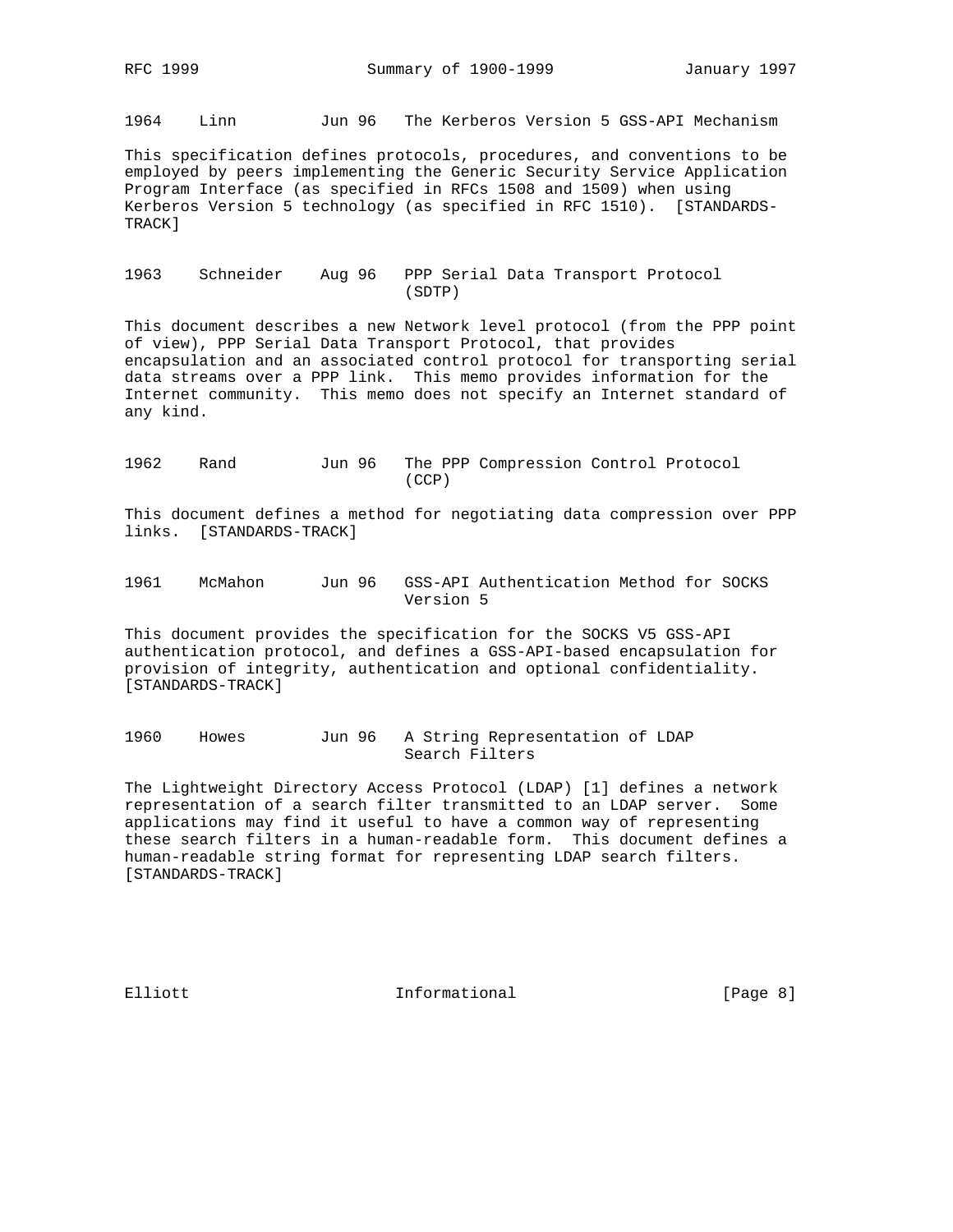1964    Linn         Jun 96   The Kerberos Version 5 GSS-API Mechanism

This specification defines protocols, procedures, and conventions to be employed by peers implementing the Generic Security Service Application Program Interface (as specified in RFCs 1508 and 1509) when using Kerberos Version 5 technology (as specified in RFC 1510). [STANDARDS-TRACK]

1963    Schneider    Aug 96   PPP Serial Data Transport Protocol (SDTP)

This document describes a new Network level protocol (from the PPP point of view), PPP Serial Data Transport Protocol, that provides encapsulation and an associated control protocol for transporting serial data streams over a PPP link. This memo provides information for the Internet community. This memo does not specify an Internet standard of any kind.

1962    Rand         Jun 96   The PPP Compression Control Protocol (CCP)

This document defines a method for negotiating data compression over PPP links. [STANDARDS-TRACK]

1961    McMahon      Jun 96   GSS-API Authentication Method for SOCKS Version 5

This document provides the specification for the SOCKS V5 GSS-API authentication protocol, and defines a GSS-API-based encapsulation for provision of integrity, authentication and optional confidentiality. [STANDARDS-TRACK]

1960    Howes        Jun 96   A String Representation of LDAP Search Filters

The Lightweight Directory Access Protocol (LDAP) [1] defines a network representation of a search filter transmitted to an LDAP server. Some applications may find it useful to have a common way of representing these search filters in a human-readable form. This document defines a human-readable string format for representing LDAP search filters. [STANDARDS-TRACK]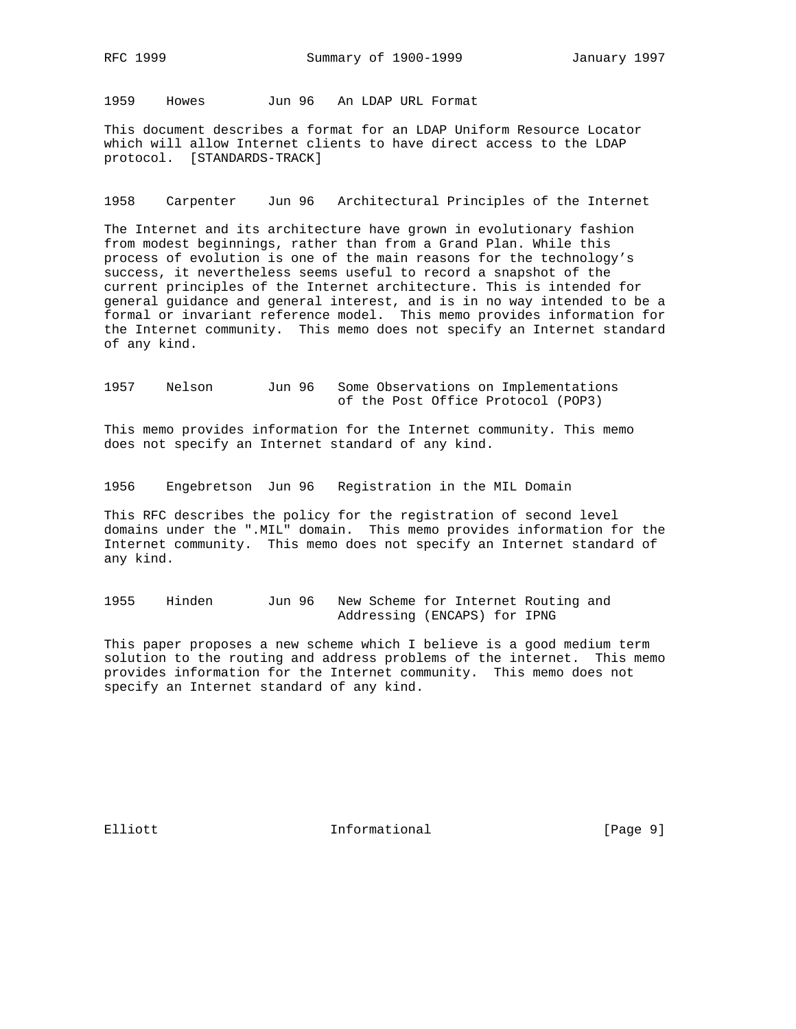1959    Howes        Jun 96   An LDAP URL Format

This document describes a format for an LDAP Uniform Resource Locator which will allow Internet clients to have direct access to the LDAP protocol. [STANDARDS-TRACK]

1958    Carpenter    Jun 96   Architectural Principles of the Internet

The Internet and its architecture have grown in evolutionary fashion from modest beginnings, rather than from a Grand Plan. While this process of evolution is one of the main reasons for the technology's success, it nevertheless seems useful to record a snapshot of the current principles of the Internet architecture. This is intended for general guidance and general interest, and is in no way intended to be a formal or invariant reference model. This memo provides information for the Internet community. This memo does not specify an Internet standard of any kind.

1957    Nelson       Jun 96   Some Observations on Implementations of the Post Office Protocol (POP3)

This memo provides information for the Internet community. This memo does not specify an Internet standard of any kind.

1956    Engebretson  Jun 96   Registration in the MIL Domain

This RFC describes the policy for the registration of second level domains under the ".MIL" domain. This memo provides information for the Internet community. This memo does not specify an Internet standard of any kind.

1955    Hinden       Jun 96   New Scheme for Internet Routing and Addressing (ENCAPS) for IPNG

This paper proposes a new scheme which I believe is a good medium term solution to the routing and address problems of the internet. This memo provides information for the Internet community. This memo does not specify an Internet standard of any kind.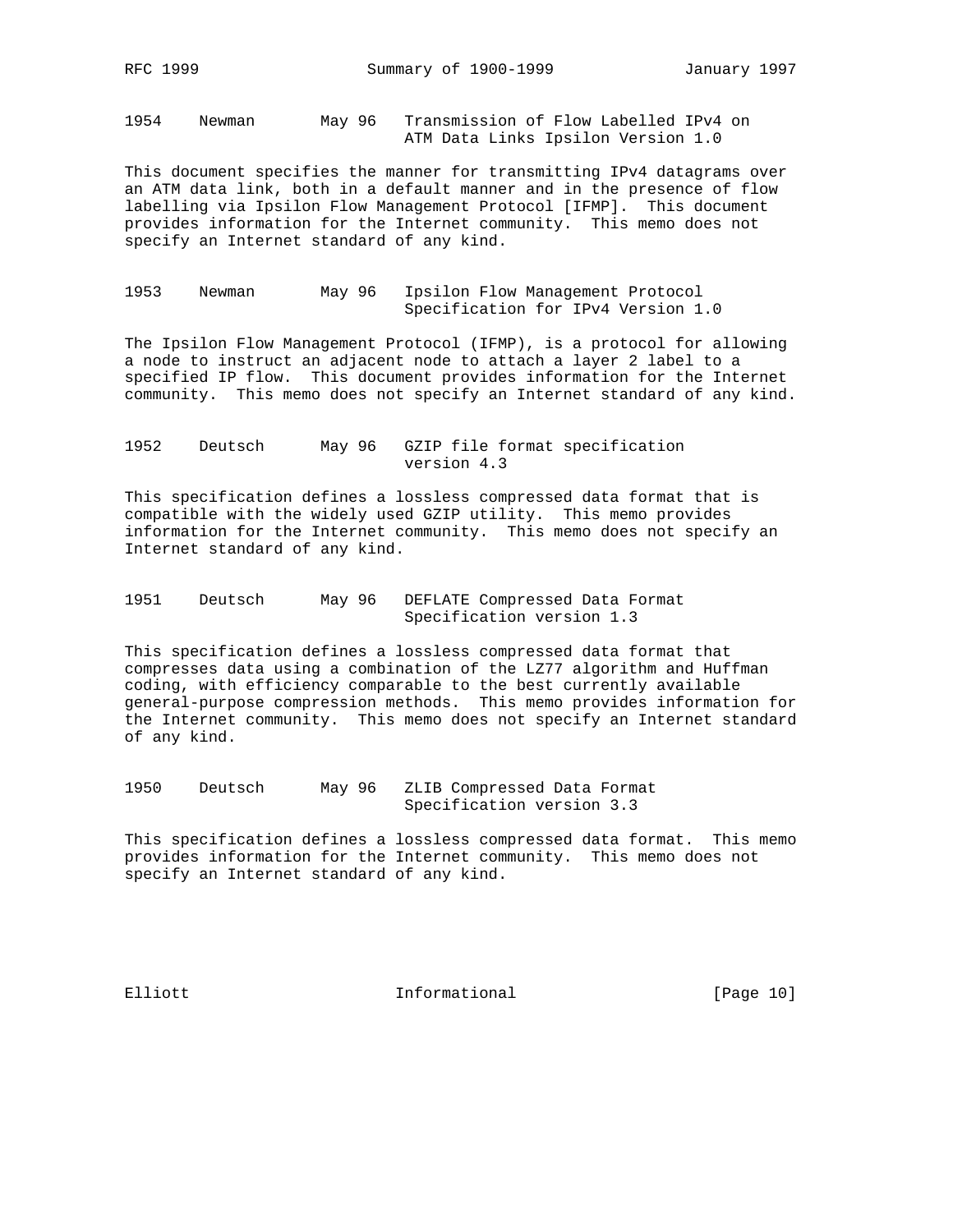```
1954    Newman       May 96   Transmission of Flow Labelled IPv4 on
                              ATM Data Links Ipsilon Version 1.0
```

This document specifies the manner for transmitting IPv4 datagrams over an ATM data link, both in a default manner and in the presence of flow labelling via Ipsilon Flow Management Protocol [IFMP]. This document provides information for the Internet community. This memo does not specify an Internet standard of any kind.

```
1953    Newman       May 96   Ipsilon Flow Management Protocol
                              Specification for IPv4 Version 1.0
```

The Ipsilon Flow Management Protocol (IFMP), is a protocol for allowing a node to instruct an adjacent node to attach a layer 2 label to a specified IP flow. This document provides information for the Internet community. This memo does not specify an Internet standard of any kind.

```
1952    Deutsch      May 96   GZIP file format specification
                              version 4.3
```

This specification defines a lossless compressed data format that is compatible with the widely used GZIP utility. This memo provides information for the Internet community. This memo does not specify an Internet standard of any kind.

```
1951    Deutsch      May 96   DEFLATE Compressed Data Format
                              Specification version 1.3
```

This specification defines a lossless compressed data format that compresses data using a combination of the LZ77 algorithm and Huffman coding, with efficiency comparable to the best currently available general-purpose compression methods. This memo provides information for the Internet community. This memo does not specify an Internet standard of any kind.

```
1950    Deutsch      May 96   ZLIB Compressed Data Format
                              Specification version 3.3
```

This specification defines a lossless compressed data format. This memo provides information for the Internet community. This memo does not specify an Internet standard of any kind.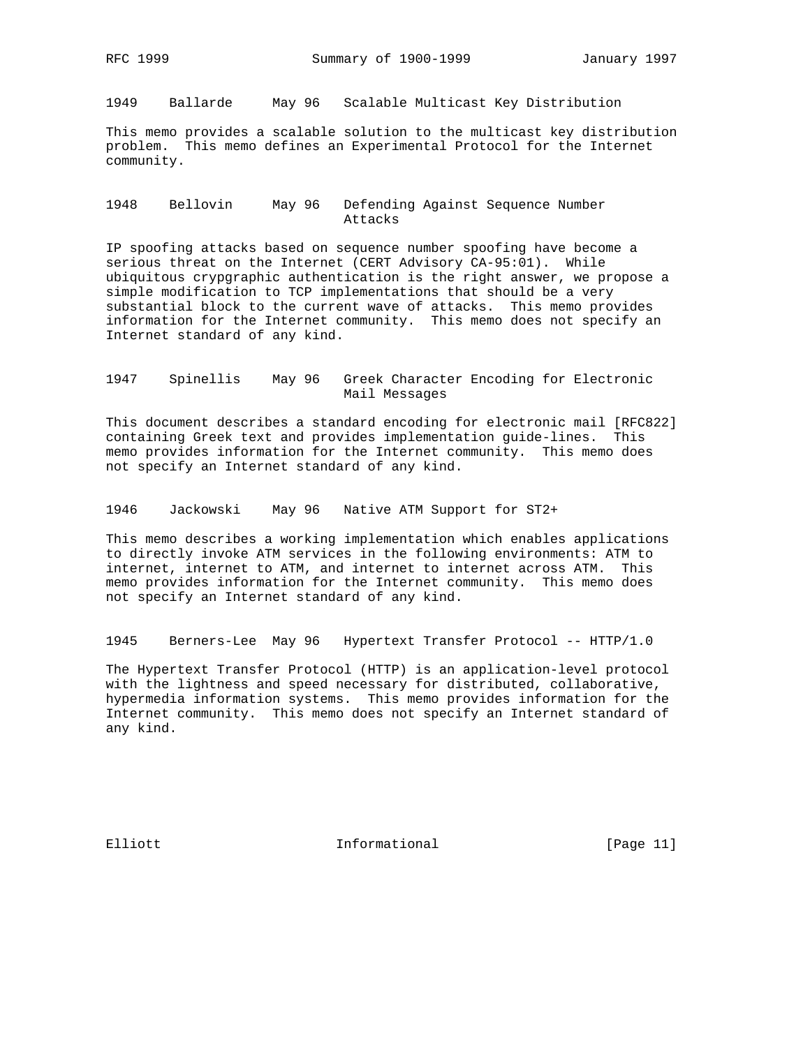1949    Ballarde     May 96   Scalable Multicast Key Distribution

This memo provides a scalable solution to the multicast key distribution problem. This memo defines an Experimental Protocol for the Internet community.

1948    Bellovin     May 96   Defending Against Sequence Number Attacks

IP spoofing attacks based on sequence number spoofing have become a serious threat on the Internet (CERT Advisory CA-95:01). While ubiquitous crypgraphic authentication is the right answer, we propose a simple modification to TCP implementations that should be a very substantial block to the current wave of attacks. This memo provides information for the Internet community. This memo does not specify an Internet standard of any kind.

1947    Spinellis    May 96   Greek Character Encoding for Electronic Mail Messages

This document describes a standard encoding for electronic mail [RFC822] containing Greek text and provides implementation guide-lines. This memo provides information for the Internet community. This memo does not specify an Internet standard of any kind.

1946    Jackowski    May 96   Native ATM Support for ST2+

This memo describes a working implementation which enables applications to directly invoke ATM services in the following environments: ATM to internet, internet to ATM, and internet to internet across ATM. This memo provides information for the Internet community. This memo does not specify an Internet standard of any kind.

1945    Berners-Lee  May 96   Hypertext Transfer Protocol -- HTTP/1.0

The Hypertext Transfer Protocol (HTTP) is an application-level protocol with the lightness and speed necessary for distributed, collaborative, hypermedia information systems. This memo provides information for the Internet community. This memo does not specify an Internet standard of any kind.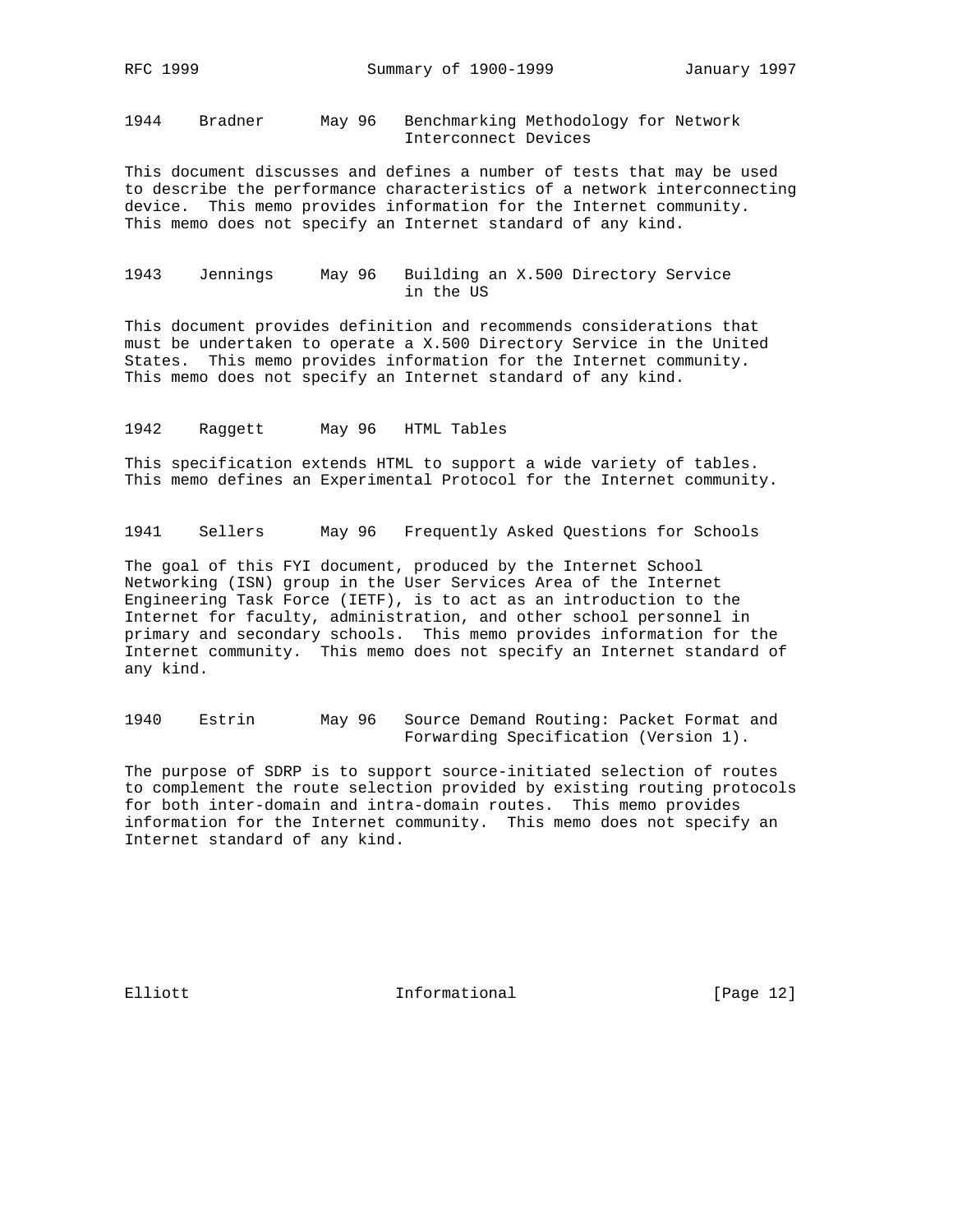1944    Bradner    May 96    Benchmarking Methodology for Network Interconnect Devices

This document discusses and defines a number of tests that may be used to describe the performance characteristics of a network interconnecting device. This memo provides information for the Internet community. This memo does not specify an Internet standard of any kind.

1943    Jennings    May 96    Building an X.500 Directory Service in the US

This document provides definition and recommends considerations that must be undertaken to operate a X.500 Directory Service in the United States. This memo provides information for the Internet community. This memo does not specify an Internet standard of any kind.

1942    Raggett    May 96    HTML Tables

This specification extends HTML to support a wide variety of tables. This memo defines an Experimental Protocol for the Internet community.

1941    Sellers    May 96    Frequently Asked Questions for Schools

The goal of this FYI document, produced by the Internet School Networking (ISN) group in the User Services Area of the Internet Engineering Task Force (IETF), is to act as an introduction to the Internet for faculty, administration, and other school personnel in primary and secondary schools. This memo provides information for the Internet community. This memo does not specify an Internet standard of any kind.

1940    Estrin    May 96    Source Demand Routing: Packet Format and Forwarding Specification (Version 1).

The purpose of SDRP is to support source-initiated selection of routes to complement the route selection provided by existing routing protocols for both inter-domain and intra-domain routes. This memo provides information for the Internet community. This memo does not specify an Internet standard of any kind.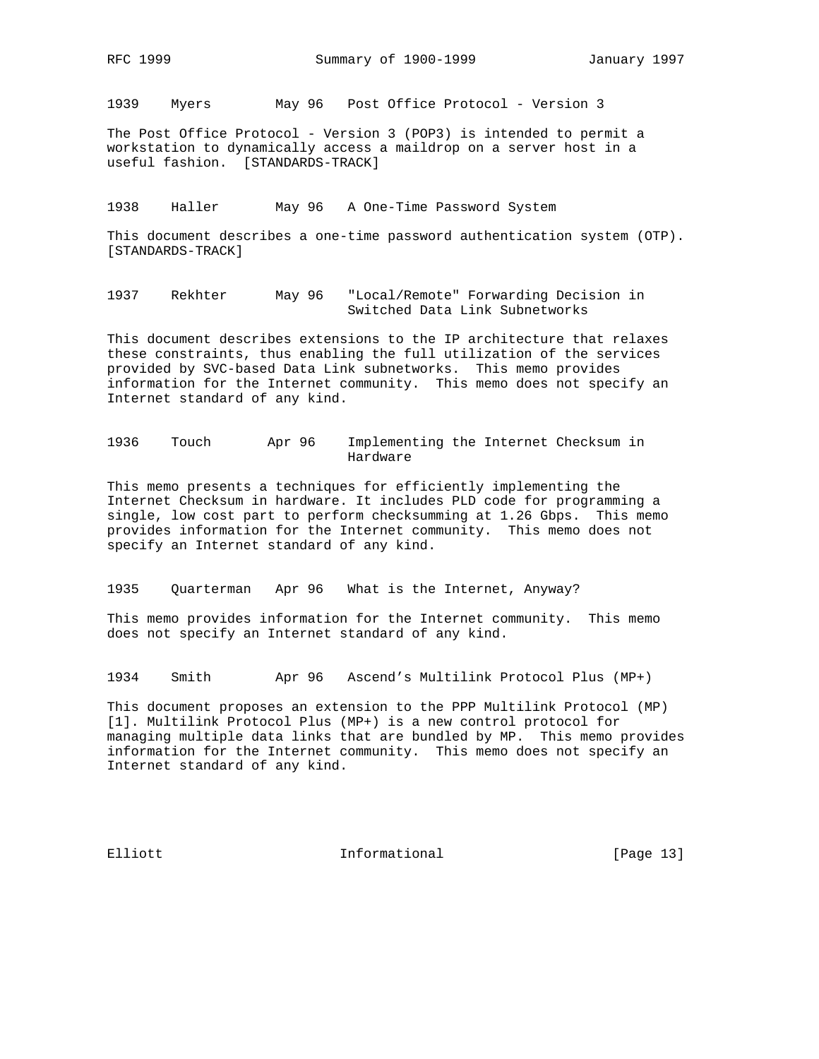1939    Myers        May 96   Post Office Protocol - Version 3

The Post Office Protocol - Version 3 (POP3) is intended to permit a workstation to dynamically access a maildrop on a server host in a useful fashion.  [STANDARDS-TRACK]

1938    Haller       May 96   A One-Time Password System

This document describes a one-time password authentication system (OTP). [STANDARDS-TRACK]

1937    Rekhter      May 96   "Local/Remote" Forwarding Decision in Switched Data Link Subnetworks

This document describes extensions to the IP architecture that relaxes these constraints, thus enabling the full utilization of the services provided by SVC-based Data Link subnetworks.  This memo provides information for the Internet community.  This memo does not specify an Internet standard of any kind.

1936    Touch        Apr 96    Implementing the Internet Checksum in Hardware

This memo presents a techniques for efficiently implementing the Internet Checksum in hardware. It includes PLD code for programming a single, low cost part to perform checksumming at 1.26 Gbps.  This memo provides information for the Internet community.  This memo does not specify an Internet standard of any kind.

1935    Quarterman   Apr 96   What is the Internet, Anyway?

This memo provides information for the Internet community.  This memo does not specify an Internet standard of any kind.

1934    Smith        Apr 96   Ascend's Multilink Protocol Plus (MP+)

This document proposes an extension to the PPP Multilink Protocol (MP) [1]. Multilink Protocol Plus (MP+) is a new control protocol for managing multiple data links that are bundled by MP.  This memo provides information for the Internet community.  This memo does not specify an Internet standard of any kind.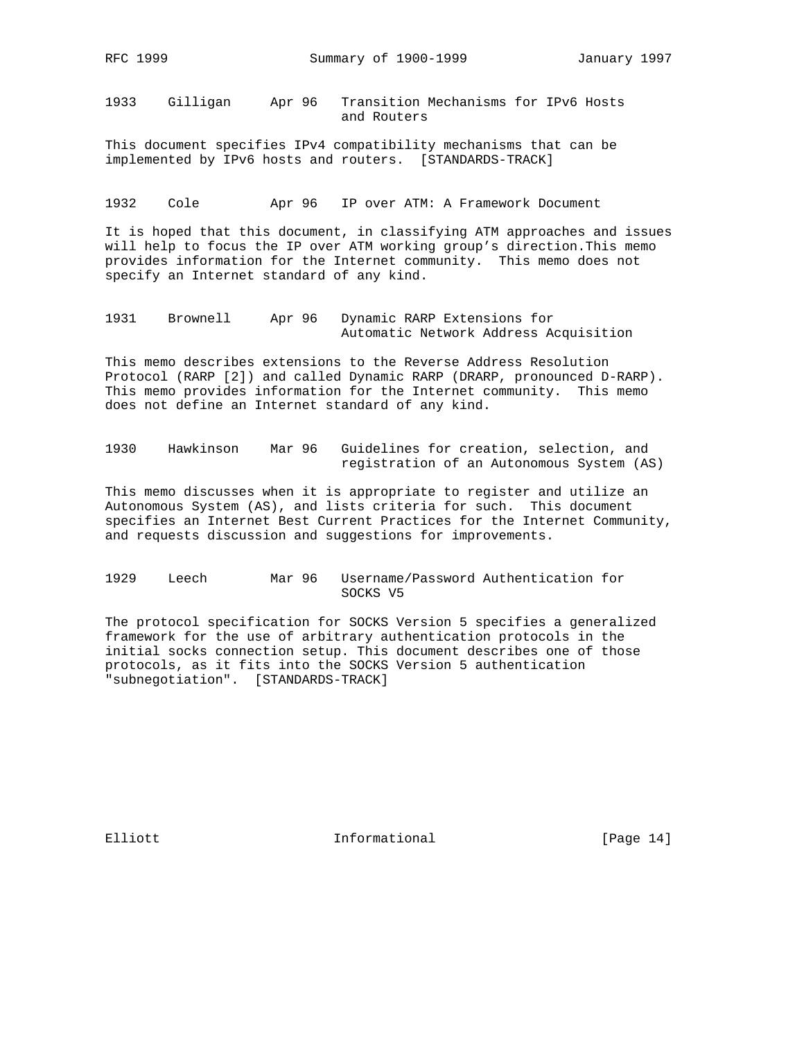1933    Gilligan     Apr 96   Transition Mechanisms for IPv6 Hosts
                              and Routers

This document specifies IPv4 compatibility mechanisms that can be implemented by IPv6 hosts and routers.  [STANDARDS-TRACK]

1932    Cole         Apr 96   IP over ATM: A Framework Document

It is hoped that this document, in classifying ATM approaches and issues will help to focus the IP over ATM working group's direction.This memo provides information for the Internet community.  This memo does not specify an Internet standard of any kind.

1931    Brownell     Apr 96   Dynamic RARP Extensions for
                              Automatic Network Address Acquisition

This memo describes extensions to the Reverse Address Resolution Protocol (RARP [2]) and called Dynamic RARP (DRARP, pronounced D-RARP). This memo provides information for the Internet community.  This memo does not define an Internet standard of any kind.

1930    Hawkinson    Mar 96   Guidelines for creation, selection, and
                              registration of an Autonomous System (AS)

This memo discusses when it is appropriate to register and utilize an Autonomous System (AS), and lists criteria for such.  This document specifies an Internet Best Current Practices for the Internet Community, and requests discussion and suggestions for improvements.

1929    Leech        Mar 96   Username/Password Authentication for
                              SOCKS V5

The protocol specification for SOCKS Version 5 specifies a generalized framework for the use of arbitrary authentication protocols in the initial socks connection setup. This document describes one of those protocols, as it fits into the SOCKS Version 5 authentication "subnegotiation".  [STANDARDS-TRACK]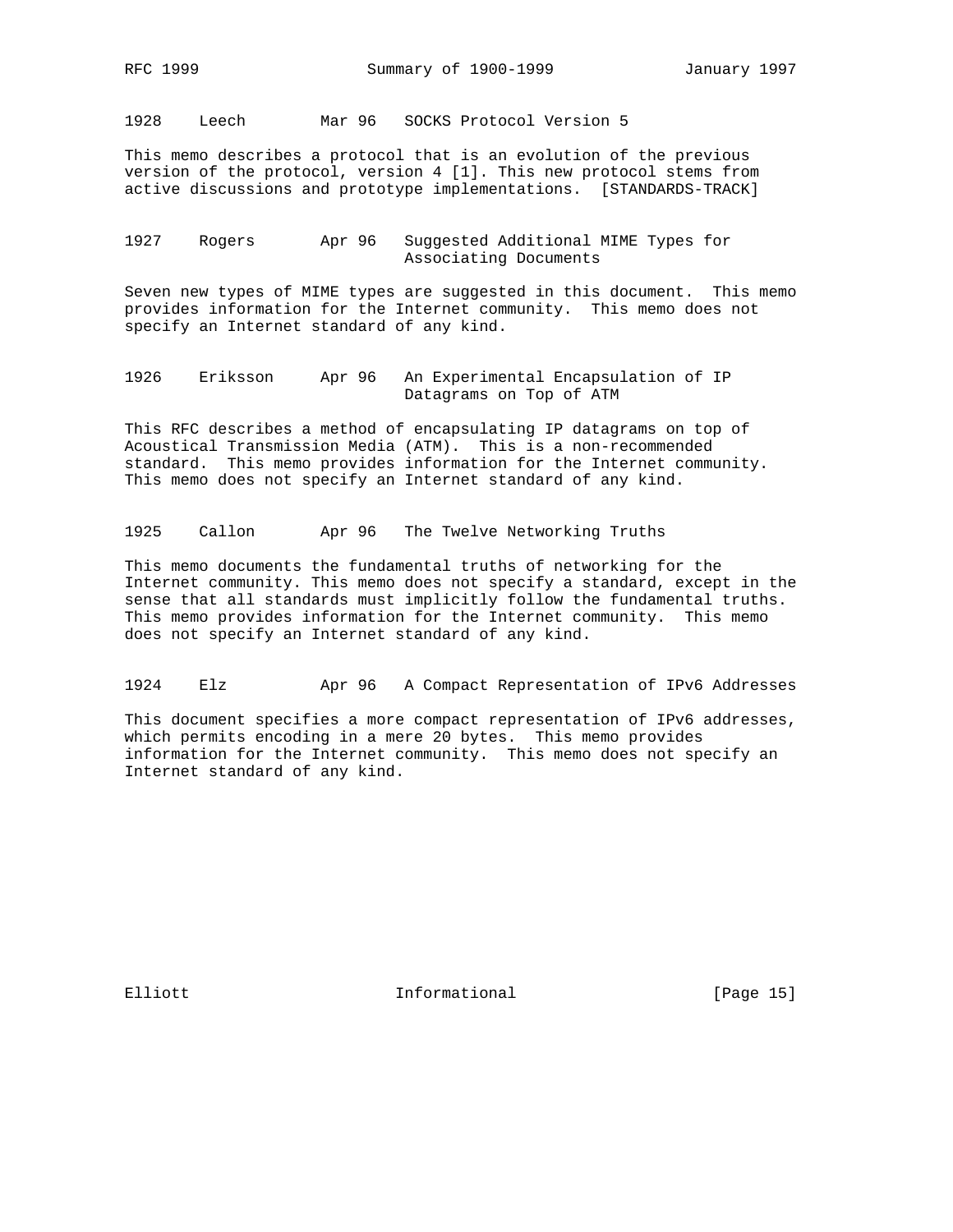1928    Leech        Mar 96   SOCKS Protocol Version 5

This memo describes a protocol that is an evolution of the previous version of the protocol, version 4 [1]. This new protocol stems from active discussions and prototype implementations.  [STANDARDS-TRACK]

1927    Rogers       Apr 96   Suggested Additional MIME Types for Associating Documents

Seven new types of MIME types are suggested in this document.  This memo provides information for the Internet community.  This memo does not specify an Internet standard of any kind.

1926    Eriksson     Apr 96   An Experimental Encapsulation of IP Datagrams on Top of ATM

This RFC describes a method of encapsulating IP datagrams on top of Acoustical Transmission Media (ATM).  This is a non-recommended standard.  This memo provides information for the Internet community.  This memo does not specify an Internet standard of any kind.

1925    Callon       Apr 96   The Twelve Networking Truths

This memo documents the fundamental truths of networking for the Internet community. This memo does not specify a standard, except in the sense that all standards must implicitly follow the fundamental truths.  This memo provides information for the Internet community.  This memo does not specify an Internet standard of any kind.

1924    Elz          Apr 96   A Compact Representation of IPv6 Addresses

This document specifies a more compact representation of IPv6 addresses, which permits encoding in a mere 20 bytes.  This memo provides information for the Internet community.  This memo does not specify an Internet standard of any kind.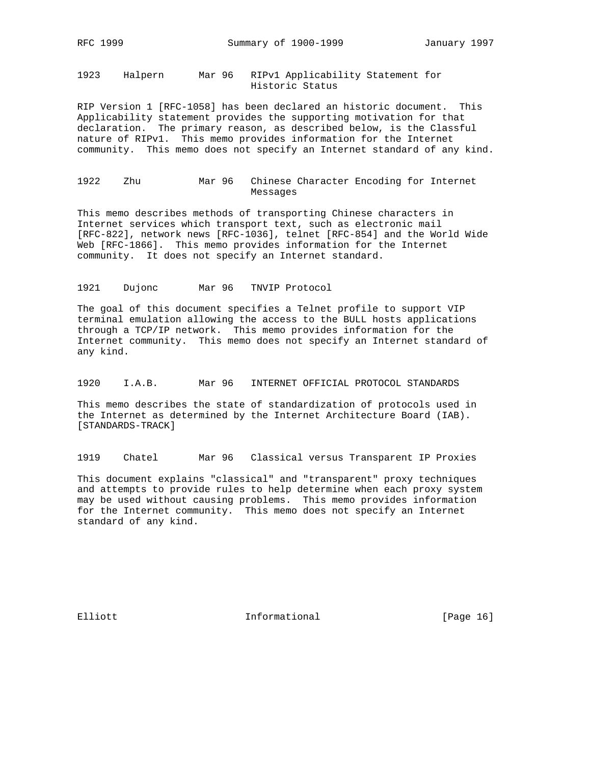1923    Halpern      Mar 96   RIPv1 Applicability Statement for Historic Status

RIP Version 1 [RFC-1058] has been declared an historic document. This Applicability statement provides the supporting motivation for that declaration. The primary reason, as described below, is the Classful nature of RIPv1. This memo provides information for the Internet community. This memo does not specify an Internet standard of any kind.

1922    Zhu          Mar 96   Chinese Character Encoding for Internet Messages

This memo describes methods of transporting Chinese characters in Internet services which transport text, such as electronic mail [RFC-822], network news [RFC-1036], telnet [RFC-854] and the World Wide Web [RFC-1866]. This memo provides information for the Internet community. It does not specify an Internet standard.

1921    Dujonc       Mar 96   TNVIP Protocol

The goal of this document specifies a Telnet profile to support VIP terminal emulation allowing the access to the BULL hosts applications through a TCP/IP network. This memo provides information for the Internet community. This memo does not specify an Internet standard of any kind.

1920    I.A.B.       Mar 96   INTERNET OFFICIAL PROTOCOL STANDARDS

This memo describes the state of standardization of protocols used in the Internet as determined by the Internet Architecture Board (IAB). [STANDARDS-TRACK]

1919    Chatel       Mar 96   Classical versus Transparent IP Proxies

This document explains "classical" and "transparent" proxy techniques and attempts to provide rules to help determine when each proxy system may be used without causing problems. This memo provides information for the Internet community. This memo does not specify an Internet standard of any kind.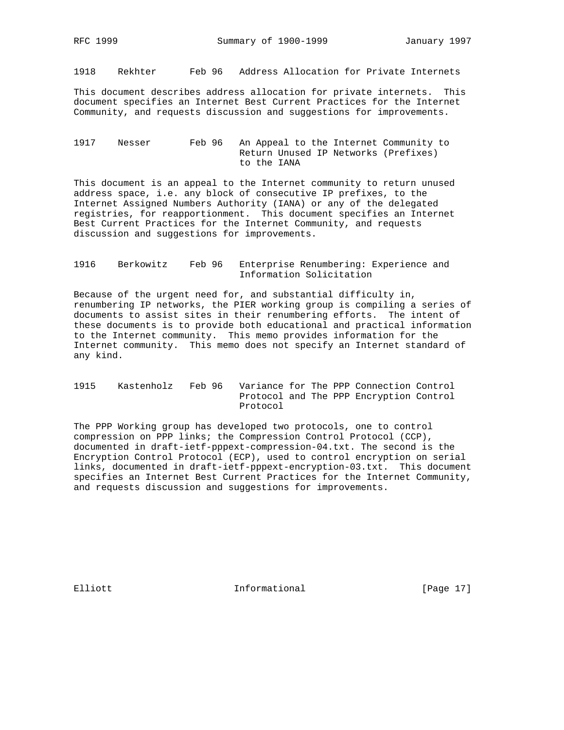1918    Rekhter      Feb 96   Address Allocation for Private Internets

This document describes address allocation for private internets. This document specifies an Internet Best Current Practices for the Internet Community, and requests discussion and suggestions for improvements.

1917    Nesser       Feb 96   An Appeal to the Internet Community to Return Unused IP Networks (Prefixes) to the IANA

This document is an appeal to the Internet community to return unused address space, i.e. any block of consecutive IP prefixes, to the Internet Assigned Numbers Authority (IANA) or any of the delegated registries, for reapportionment. This document specifies an Internet Best Current Practices for the Internet Community, and requests discussion and suggestions for improvements.

1916    Berkowitz    Feb 96   Enterprise Renumbering: Experience and Information Solicitation

Because of the urgent need for, and substantial difficulty in, renumbering IP networks, the PIER working group is compiling a series of documents to assist sites in their renumbering efforts. The intent of these documents is to provide both educational and practical information to the Internet community. This memo provides information for the Internet community. This memo does not specify an Internet standard of any kind.

1915    Kastenholz   Feb 96   Variance for The PPP Connection Control Protocol and The PPP Encryption Control Protocol

The PPP Working group has developed two protocols, one to control compression on PPP links; the Compression Control Protocol (CCP), documented in draft-ietf-pppext-compression-04.txt. The second is the Encryption Control Protocol (ECP), used to control encryption on serial links, documented in draft-ietf-pppext-encryption-03.txt. This document specifies an Internet Best Current Practices for the Internet Community, and requests discussion and suggestions for improvements.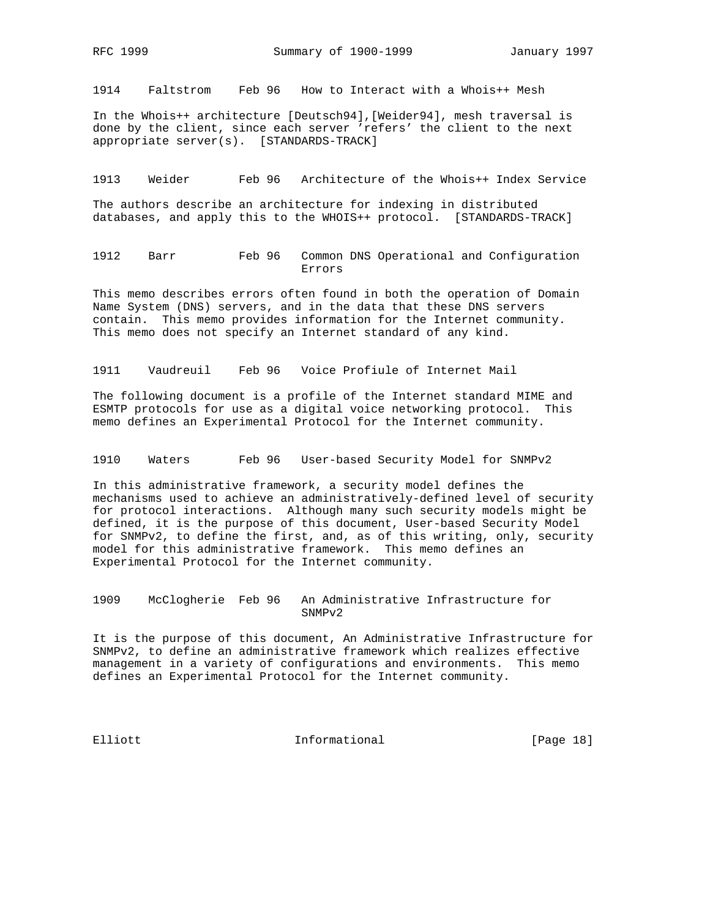1914    Faltstrom    Feb 96   How to Interact with a Whois++ Mesh

In the Whois++ architecture [Deutsch94],[Weider94], mesh traversal is done by the client, since each server 'refers' the client to the next appropriate server(s). [STANDARDS-TRACK]

1913    Weider       Feb 96   Architecture of the Whois++ Index Service

The authors describe an architecture for indexing in distributed databases, and apply this to the WHOIS++ protocol. [STANDARDS-TRACK]

1912    Barr         Feb 96   Common DNS Operational and Configuration Errors

This memo describes errors often found in both the operation of Domain Name System (DNS) servers, and in the data that these DNS servers contain. This memo provides information for the Internet community. This memo does not specify an Internet standard of any kind.

1911    Vaudreuil    Feb 96   Voice Profiule of Internet Mail

The following document is a profile of the Internet standard MIME and ESMTP protocols for use as a digital voice networking protocol. This memo defines an Experimental Protocol for the Internet community.

1910    Waters       Feb 96   User-based Security Model for SNMPv2

In this administrative framework, a security model defines the mechanisms used to achieve an administratively-defined level of security for protocol interactions. Although many such security models might be defined, it is the purpose of this document, User-based Security Model for SNMPv2, to define the first, and, as of this writing, only, security model for this administrative framework. This memo defines an Experimental Protocol for the Internet community.

1909    McCloghrie  Feb 96   An Administrative Infrastructure for SNMPv2

It is the purpose of this document, An Administrative Infrastructure for SNMPv2, to define an administrative framework which realizes effective management in a variety of configurations and environments. This memo defines an Experimental Protocol for the Internet community.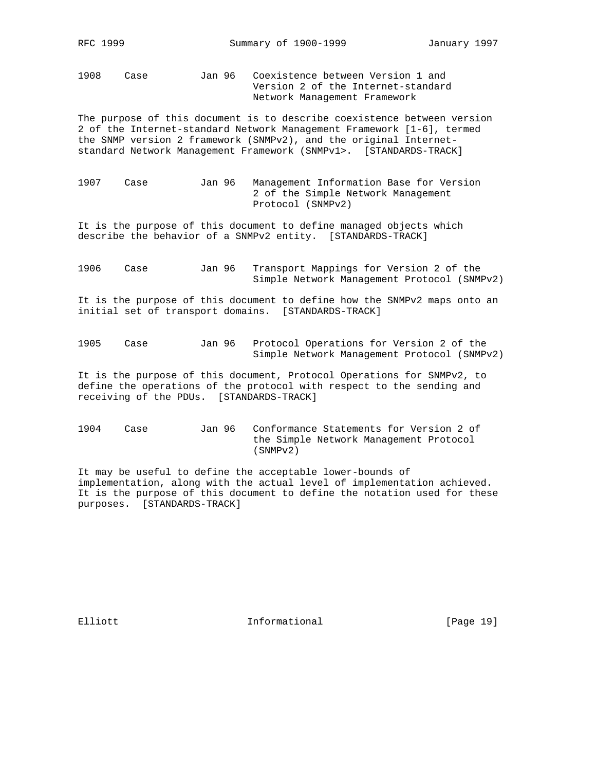1908    Case         Jan 96   Coexistence between Version 1 and
                              Version 2 of the Internet-standard
                              Network Management Framework

The purpose of this document is to describe coexistence between version 2 of the Internet-standard Network Management Framework [1-6], termed the SNMP version 2 framework (SNMPv2), and the original Internet-standard Network Management Framework (SNMPv1>.  [STANDARDS-TRACK]

1907    Case         Jan 96   Management Information Base for Version
                              2 of the Simple Network Management
                              Protocol (SNMPv2)

It is the purpose of this document to define managed objects which describe the behavior of a SNMPv2 entity.  [STANDARDS-TRACK]

1906    Case         Jan 96   Transport Mappings for Version 2 of the
                              Simple Network Management Protocol (SNMPv2)

It is the purpose of this document to define how the SNMPv2 maps onto an initial set of transport domains.  [STANDARDS-TRACK]

1905    Case         Jan 96   Protocol Operations for Version 2 of the
                              Simple Network Management Protocol (SNMPv2)

It is the purpose of this document, Protocol Operations for SNMPv2, to define the operations of the protocol with respect to the sending and receiving of the PDUs.  [STANDARDS-TRACK]

1904    Case         Jan 96   Conformance Statements for Version 2 of
                              the Simple Network Management Protocol
                              (SNMPv2)

It may be useful to define the acceptable lower-bounds of implementation, along with the actual level of implementation achieved. It is the purpose of this document to define the notation used for these purposes.  [STANDARDS-TRACK]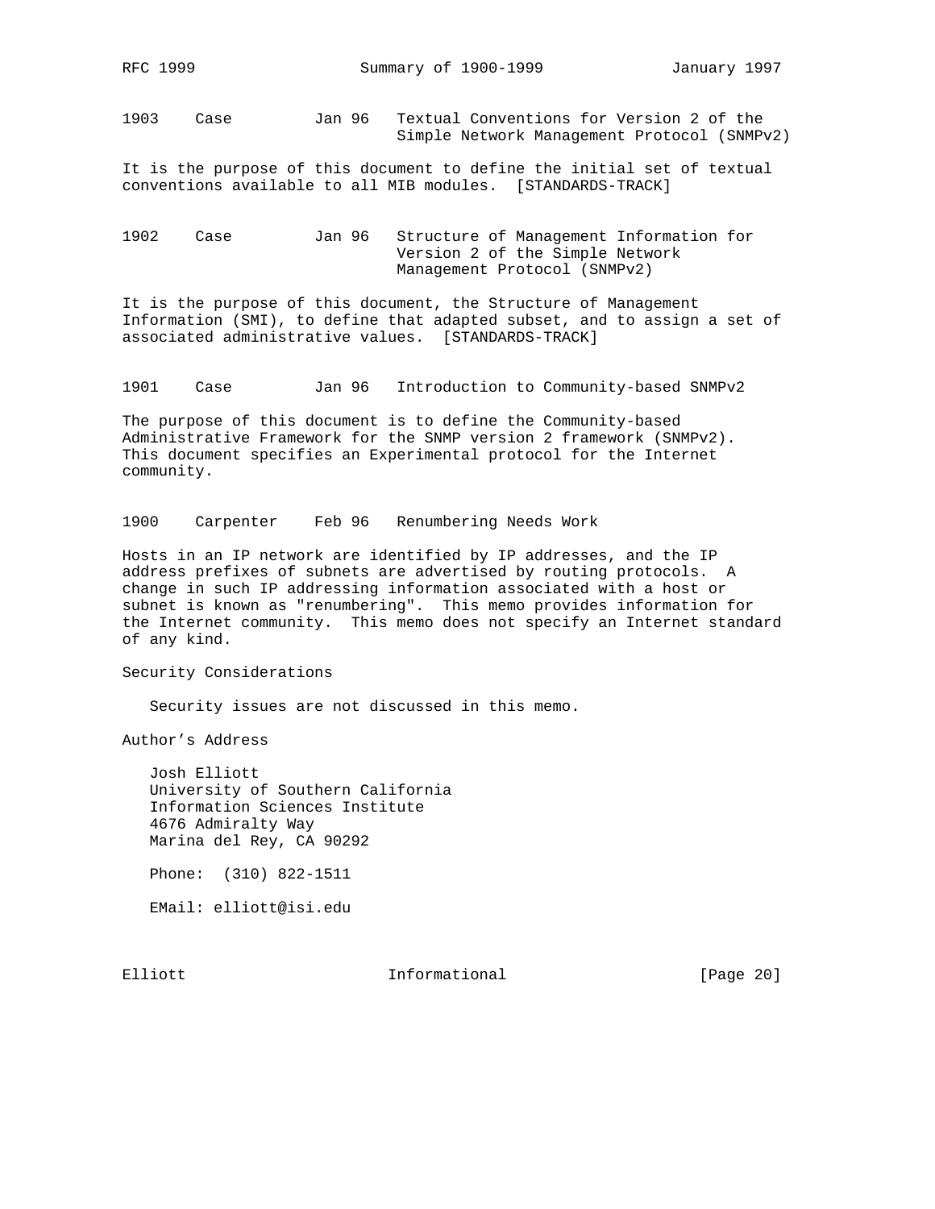1903    Case         Jan 96   Textual Conventions for Version 2 of the
                              Simple Network Management Protocol (SNMPv2)

It is the purpose of this document to define the initial set of textual conventions available to all MIB modules.  [STANDARDS-TRACK]

1902    Case         Jan 96   Structure of Management Information for
                              Version 2 of the Simple Network
                              Management Protocol (SNMPv2)

It is the purpose of this document, the Structure of Management Information (SMI), to define that adapted subset, and to assign a set of associated administrative values.  [STANDARDS-TRACK]

1901    Case         Jan 96   Introduction to Community-based SNMPv2

The purpose of this document is to define the Community-based Administrative Framework for the SNMP version 2 framework (SNMPv2). This document specifies an Experimental protocol for the Internet community.

1900    Carpenter    Feb 96   Renumbering Needs Work

Hosts in an IP network are identified by IP addresses, and the IP address prefixes of subnets are advertised by routing protocols.  A change in such IP addressing information associated with a host or subnet is known as "renumbering".  This memo provides information for the Internet community.  This memo does not specify an Internet standard of any kind.

## Security Considerations

Security issues are not discussed in this memo.

## Author's Address

Josh Elliott
University of Southern California
Information Sciences Institute
4676 Admiralty Way
Marina del Rey, CA 90292

Phone:  (310) 822-1511

EMail: elliott@isi.edu